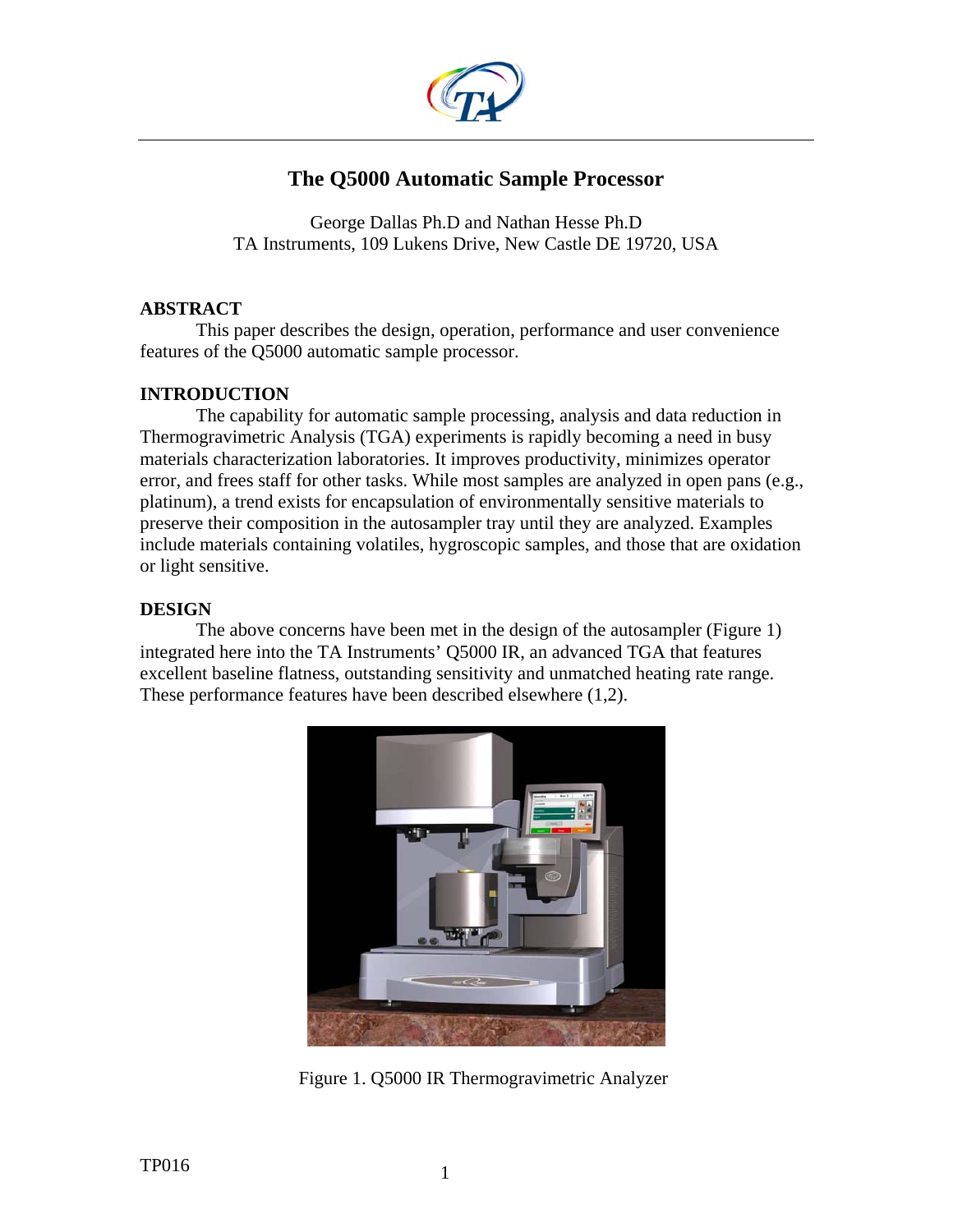# The Q5000 Automatic Sample Processor

George Dallas Ph.D and Nathan Hesse Ph.D
TA Instruments, 109 Lukens Drive, New Castle DE 19720, USA

## ABSTRACT

This paper describes the design, operation, performance and user convenience features of the Q5000 automatic sample processor.

## INTRODUCTION

The capability for automatic sample processing, analysis and data reduction in Thermogravimetric Analysis (TGA) experiments is rapidly becoming a need in busy materials characterization laboratories. It improves productivity, minimizes operator error, and frees staff for other tasks. While most samples are analyzed in open pans (e.g., platinum), a trend exists for encapsulation of environmentally sensitive materials to preserve their composition in the autosampler tray until they are analyzed. Examples include materials containing volatiles, hygroscopic samples, and those that are oxidation or light sensitive.

## DESIGN

The above concerns have been met in the design of the autosampler (Figure 1) integrated here into the TA Instruments' Q5000 IR, an advanced TGA that features excellent baseline flatness, outstanding sensitivity and unmatched heating rate range. These performance features have been described elsewhere (1,2).

Figure 1. Q5000 IR Thermogravimetric Analyzer

TP016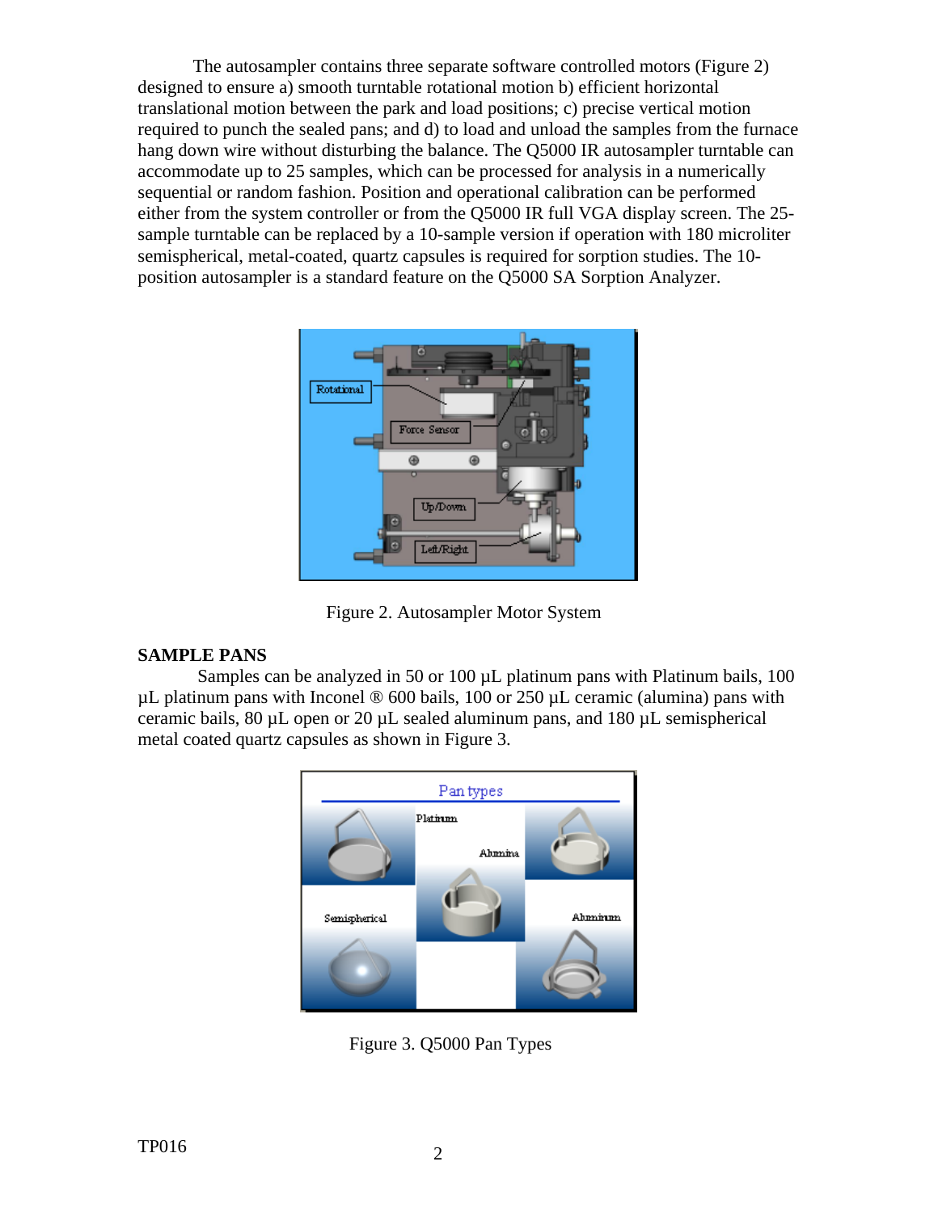The autosampler contains three separate software controlled motors (Figure 2) designed to ensure a) smooth turntable rotational motion b) efficient horizontal translational motion between the park and load positions; c) precise vertical motion required to punch the sealed pans; and d) to load and unload the samples from the furnace hang down wire without disturbing the balance. The Q5000 IR autosampler turntable can accommodate up to 25 samples, which can be processed for analysis in a numerically sequential or random fashion. Position and operational calibration can be performed either from the system controller or from the Q5000 IR full VGA display screen. The 25-sample turntable can be replaced by a 10-sample version if operation with 180 microliter semispherical, metal-coated, quartz capsules is required for sorption studies. The 10-position autosampler is a standard feature on the Q5000 SA Sorption Analyzer.

Figure 2. Autosampler Motor System

## SAMPLE PANS

Samples can be analyzed in 50 or 100 µL platinum pans with Platinum bails, 100 µL platinum pans with Inconel ® 600 bails, 100 or 250 µL ceramic (alumina) pans with ceramic bails, 80 µL open or 20 µL sealed aluminum pans, and 180 µL semispherical metal coated quartz capsules as shown in Figure 3.

Figure 3. Q5000 Pan Types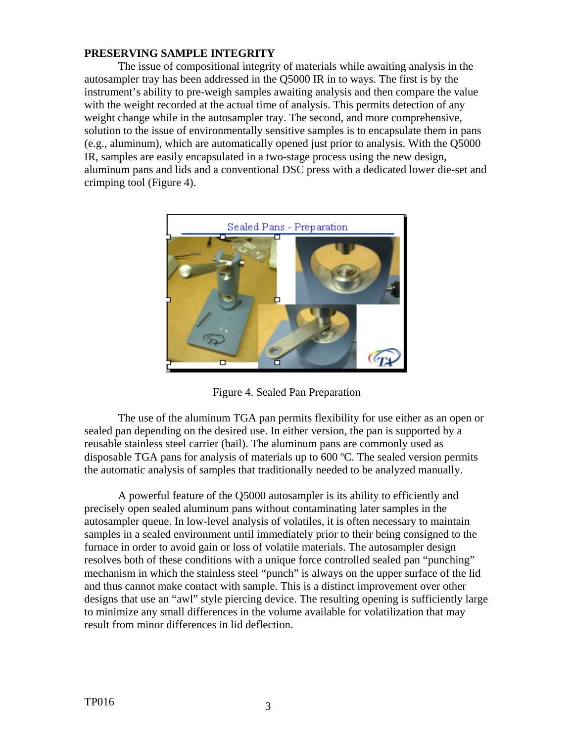## PRESERVING SAMPLE INTEGRITY

The issue of compositional integrity of materials while awaiting analysis in the autosampler tray has been addressed in the Q5000 IR in to ways. The first is by the instrument's ability to pre-weigh samples awaiting analysis and then compare the value with the weight recorded at the actual time of analysis. This permits detection of any weight change while in the autosampler tray. The second, and more comprehensive, solution to the issue of environmentally sensitive samples is to encapsulate them in pans (e.g., aluminum), which are automatically opened just prior to analysis. With the Q5000 IR, samples are easily encapsulated in a two-stage process using the new design, aluminum pans and lids and a conventional DSC press with a dedicated lower die-set and crimping tool (Figure 4).

Figure 4. Sealed Pan Preparation

The use of the aluminum TGA pan permits flexibility for use either as an open or sealed pan depending on the desired use. In either version, the pan is supported by a reusable stainless steel carrier (bail). The aluminum pans are commonly used as disposable TGA pans for analysis of materials up to 600 ºC. The sealed version permits the automatic analysis of samples that traditionally needed to be analyzed manually.

A powerful feature of the Q5000 autosampler is its ability to efficiently and precisely open sealed aluminum pans without contaminating later samples in the autosampler queue. In low-level analysis of volatiles, it is often necessary to maintain samples in a sealed environment until immediately prior to their being consigned to the furnace in order to avoid gain or loss of volatile materials. The autosampler design resolves both of these conditions with a unique force controlled sealed pan "punching" mechanism in which the stainless steel "punch" is always on the upper surface of the lid and thus cannot make contact with sample. This is a distinct improvement over other designs that use an "awl" style piercing device. The resulting opening is sufficiently large to minimize any small differences in the volume available for volatilization that may result from minor differences in lid deflection.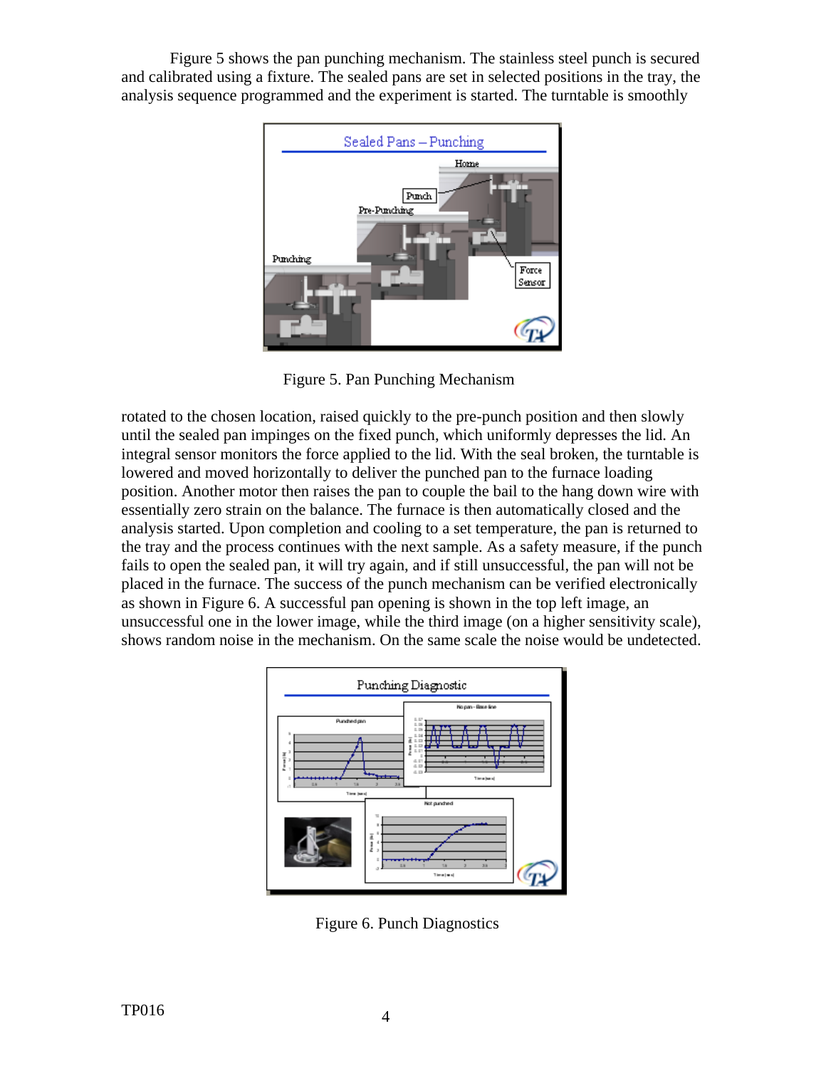Figure 5 shows the pan punching mechanism. The stainless steel punch is secured and calibrated using a fixture. The sealed pans are set in selected positions in the tray, the analysis sequence programmed and the experiment is started. The turntable is smoothly

Figure 5. Pan Punching Mechanism

rotated to the chosen location, raised quickly to the pre-punch position and then slowly until the sealed pan impinges on the fixed punch, which uniformly depresses the lid. An integral sensor monitors the force applied to the lid. With the seal broken, the turntable is lowered and moved horizontally to deliver the punched pan to the furnace loading position. Another motor then raises the pan to couple the bail to the hang down wire with essentially zero strain on the balance. The furnace is then automatically closed and the analysis started. Upon completion and cooling to a set temperature, the pan is returned to the tray and the process continues with the next sample. As a safety measure, if the punch fails to open the sealed pan, it will try again, and if still unsuccessful, the pan will not be placed in the furnace. The success of the punch mechanism can be verified electronically as shown in Figure 6. A successful pan opening is shown in the top left image, an unsuccessful one in the lower image, while the third image (on a higher sensitivity scale), shows random noise in the mechanism. On the same scale the noise would be undetected.

Figure 6. Punch Diagnostics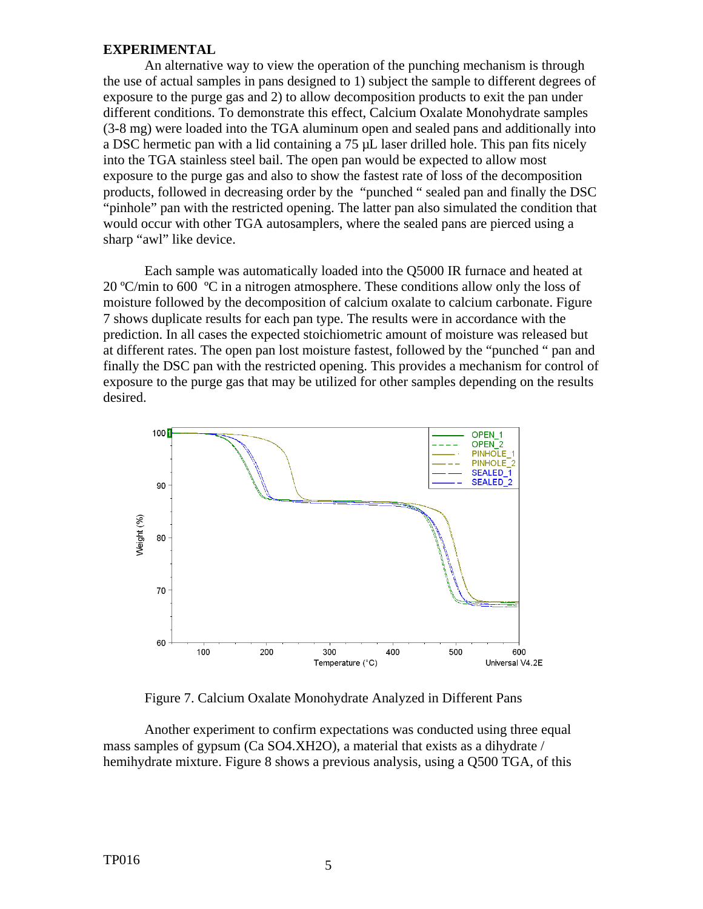## EXPERIMENTAL

An alternative way to view the operation of the punching mechanism is through the use of actual samples in pans designed to 1) subject the sample to different degrees of exposure to the purge gas and 2) to allow decomposition products to exit the pan under different conditions. To demonstrate this effect, Calcium Oxalate Monohydrate samples (3-8 mg) were loaded into the TGA aluminum open and sealed pans and additionally into a DSC hermetic pan with a lid containing a 75 µL laser drilled hole. This pan fits nicely into the TGA stainless steel bail. The open pan would be expected to allow most exposure to the purge gas and also to show the fastest rate of loss of the decomposition products, followed in decreasing order by the "punched" sealed pan and finally the DSC "pinhole" pan with the restricted opening. The latter pan also simulated the condition that would occur with other TGA autosamplers, where the sealed pans are pierced using a sharp "awl" like device.

Each sample was automatically loaded into the Q5000 IR furnace and heated at 20 ºC/min to 600 ºC in a nitrogen atmosphere. These conditions allow only the loss of moisture followed by the decomposition of calcium oxalate to calcium carbonate. Figure 7 shows duplicate results for each pan type. The results were in accordance with the prediction. In all cases the expected stoichiometric amount of moisture was released but at different rates. The open pan lost moisture fastest, followed by the "punched" pan and finally the DSC pan with the restricted opening. This provides a mechanism for control of exposure to the purge gas that may be utilized for other samples depending on the results desired.

Figure 7. Calcium Oxalate Monohydrate Analyzed in Different Pans

Another experiment to confirm expectations was conducted using three equal mass samples of gypsum (Ca $SO_4$.X$H_2O$), a material that exists as a dihydrate / hemihydrate mixture. Figure 8 shows a previous analysis, using a Q500 TGA, of this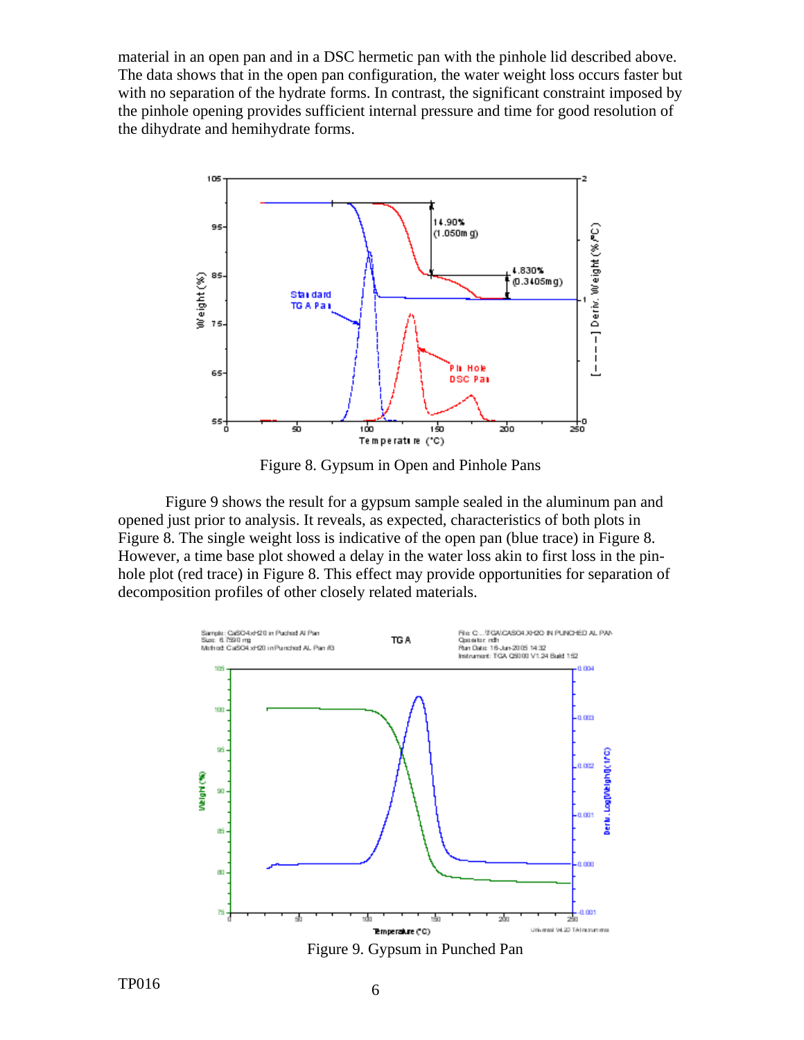material in an open pan and in a DSC hermetic pan with the pinhole lid described above. The data shows that in the open pan configuration, the water weight loss occurs faster but with no separation of the hydrate forms. In contrast, the significant constraint imposed by the pinhole opening provides sufficient internal pressure and time for good resolution of the dihydrate and hemihydrate forms.

Figure 8. Gypsum in Open and Pinhole Pans

Figure 9 shows the result for a gypsum sample sealed in the aluminum pan and opened just prior to analysis. It reveals, as expected, characteristics of both plots in Figure 8. The single weight loss is indicative of the open pan (blue trace) in Figure 8. However, a time base plot showed a delay in the water loss akin to first loss in the pin-hole plot (red trace) in Figure 8. This effect may provide opportunities for separation of decomposition profiles of other closely related materials.

Figure 9. Gypsum in Punched Pan

TP016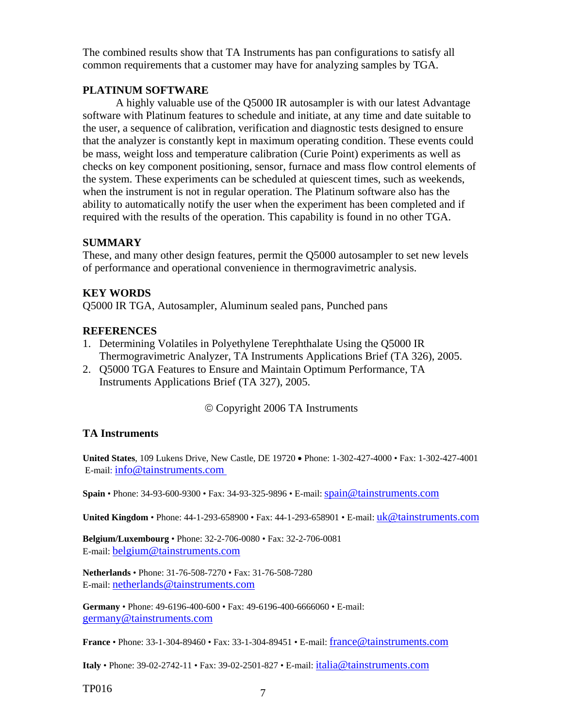The combined results show that TA Instruments has pan configurations to satisfy all common requirements that a customer may have for analyzing samples by TGA.

## PLATINUM SOFTWARE

A highly valuable use of the Q5000 IR autosampler is with our latest Advantage software with Platinum features to schedule and initiate, at any time and date suitable to the user, a sequence of calibration, verification and diagnostic tests designed to ensure that the analyzer is constantly kept in maximum operating condition. These events could be mass, weight loss and temperature calibration (Curie Point) experiments as well as checks on key component positioning, sensor, furnace and mass flow control elements of the system. These experiments can be scheduled at quiescent times, such as weekends, when the instrument is not in regular operation. The Platinum software also has the ability to automatically notify the user when the experiment has been completed and if required with the results of the operation. This capability is found in no other TGA.

## SUMMARY

These, and many other design features, permit the Q5000 autosampler to set new levels of performance and operational convenience in thermogravimetric analysis.

## KEY WORDS

Q5000 IR TGA, Autosampler, Aluminum sealed pans, Punched pans

## REFERENCES

1. Determining Volatiles in Polyethylene Terephthalate Using the Q5000 IR Thermogravimetric Analyzer, TA Instruments Applications Brief (TA 326), 2005.
2. Q5000 TGA Features to Ensure and Maintain Optimum Performance, TA Instruments Applications Brief (TA 327), 2005.

© Copyright 2006 TA Instruments

## TA Instruments

**United States**, 109 Lukens Drive, New Castle, DE 19720 • Phone: 1-302-427-4000 • Fax: 1-302-427-4001
E-mail: info@tainstruments.com

**Spain** • Phone: 34-93-600-9300 • Fax: 34-93-325-9896 • E-mail: spain@tainstruments.com

**United Kingdom** • Phone: 44-1-293-658900 • Fax: 44-1-293-658901 • E-mail: uk@tainstruments.com

**Belgium/Luxembourg** • Phone: 32-2-706-0080 • Fax: 32-2-706-0081
E-mail: belgium@tainstruments.com

**Netherlands** • Phone: 31-76-508-7270 • Fax: 31-76-508-7280
E-mail: netherlands@tainstruments.com

**Germany** • Phone: 49-6196-400-600 • Fax: 49-6196-400-6666060 • E-mail: germany@tainstruments.com

**France** • Phone: 33-1-304-89460 • Fax: 33-1-304-89451 • E-mail: france@tainstruments.com

**Italy** • Phone: 39-02-2742-11 • Fax: 39-02-2501-827 • E-mail: italia@tainstruments.com

TP016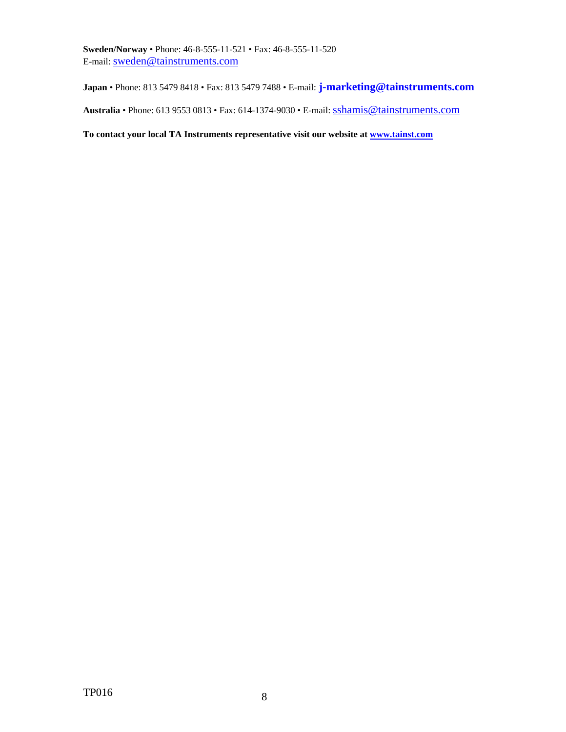**Sweden/Norway** • Phone: 46-8-555-11-521 • Fax: 46-8-555-11-520
E-mail: sweden@tainstruments.com

**Japan** • Phone: 813 5479 8418 • Fax: 813 5479 7488 • E-mail: **j-marketing@tainstruments.com**

**Australia** • Phone: 613 9553 0813 • Fax: 614-1374-9030 • E-mail: sshamis@tainstruments.com

**To contact your local TA Instruments representative visit our website at www.tainst.com**

TP016